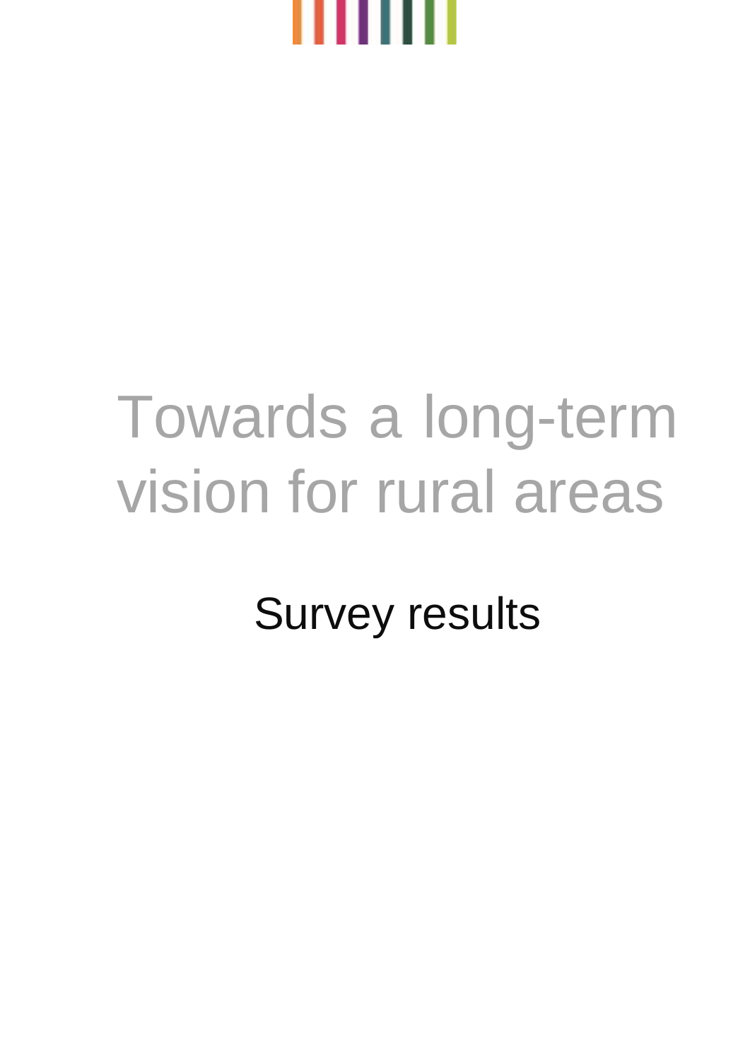# Towards a long-term vision for rural areas

## Survey results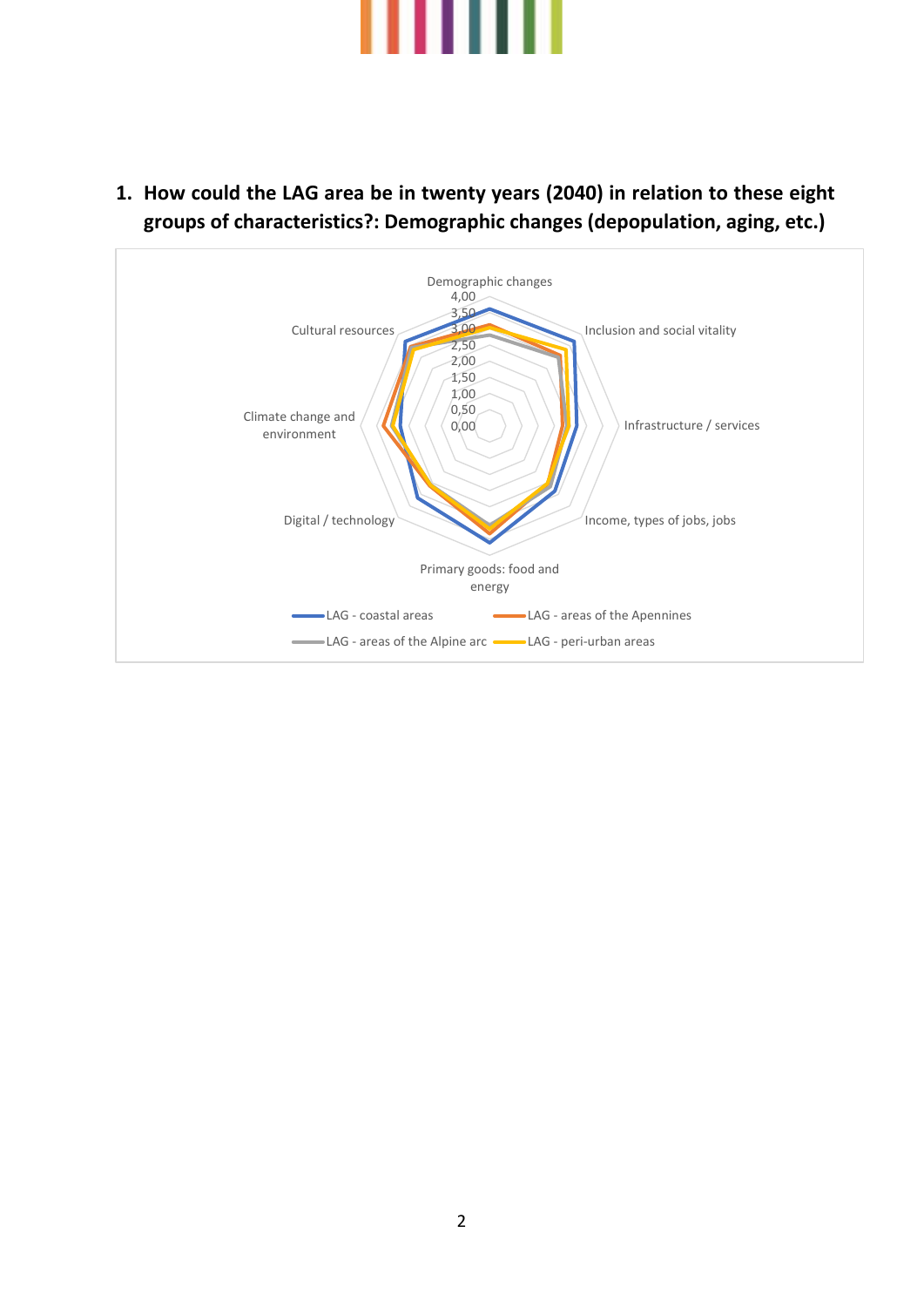1. **How could the LAG area be in twenty years (2040) in relation to these eight groups of characteristics?: Demographic changes (depopulation, aging, etc.)**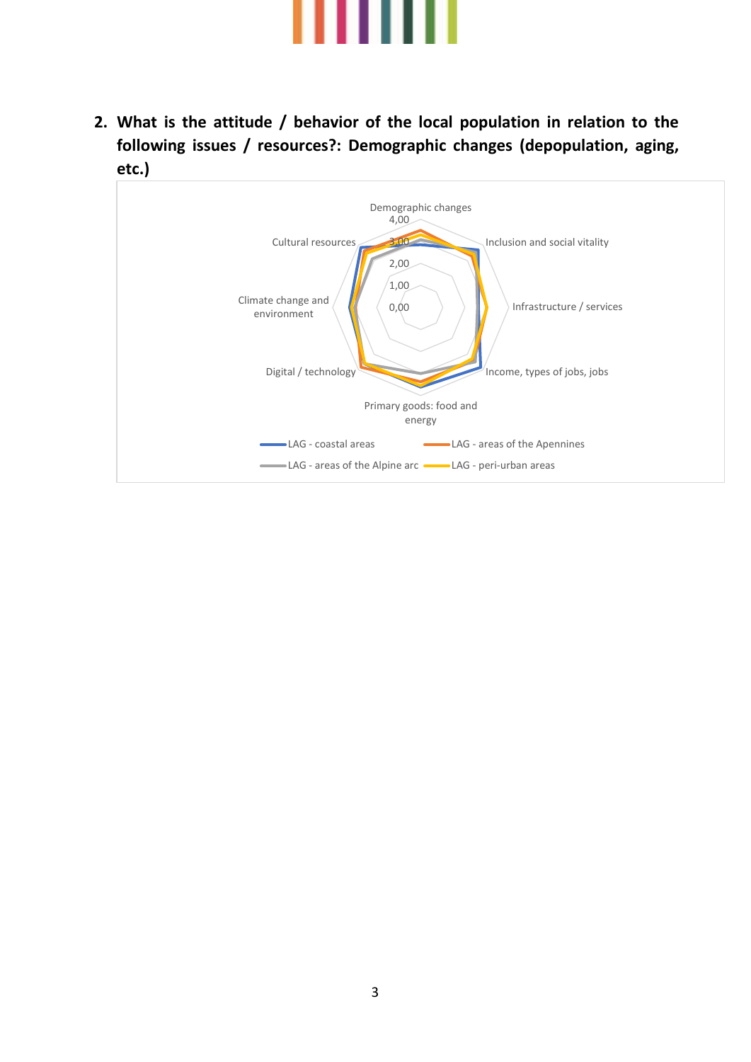2. **What is the attitude / behavior of the local population in relation to the following issues / resources?: Demographic changes (depopulation, aging, etc.)**

Demographic changes
4,00
3,00
2,00
1,00
0,00
Inclusion and social vitality
Infrastructure / services
Income, types of jobs, jobs
Primary goods: food and energy
Digital / technology
Climate change and environment
Cultural resources

LAG - coastal areas
LAG - areas of the Apennines
LAG - areas of the Alpine arc
LAG - peri-urban areas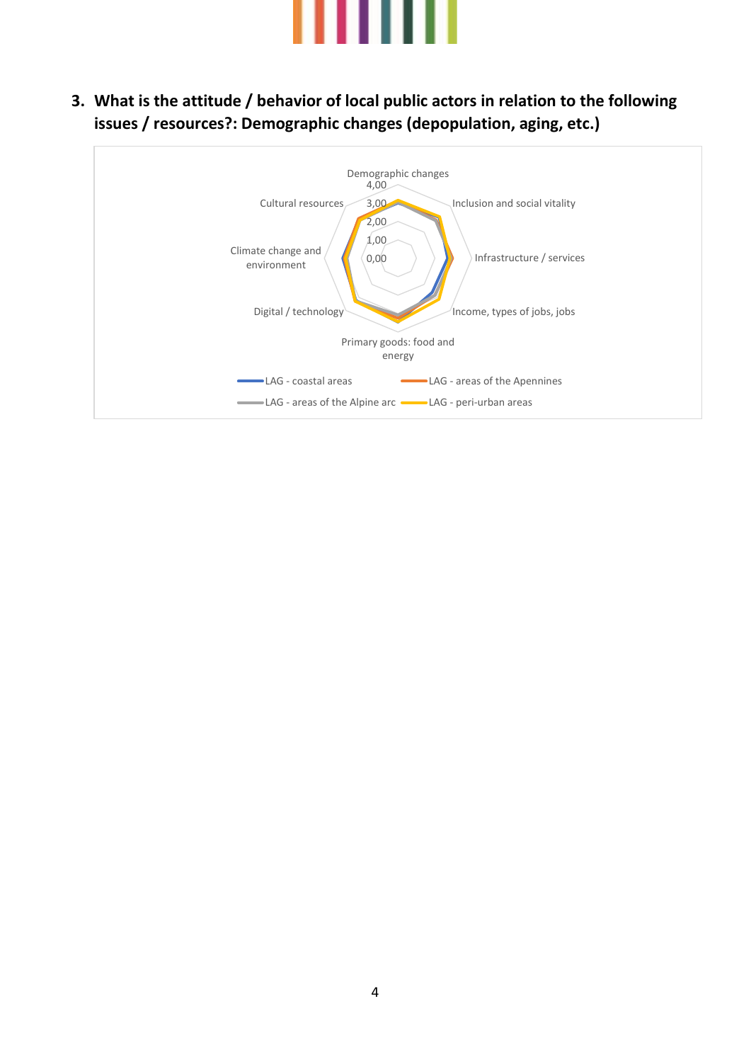3. **What is the attitude / behavior of local public actors in relation to the following issues / resources?: Demographic changes (depopulation, aging, etc.)**

Demographic changes
4,00
3,00
2,00
1,00
0,00
Inclusion and social vitality
Infrastructure / services
Income, types of jobs, jobs
Primary goods: food and energy
Digital / technology
Climate change and environment
Cultural resources

LAG - coastal areas
LAG - areas of the Apennines
LAG - areas of the Alpine arc
LAG - peri-urban areas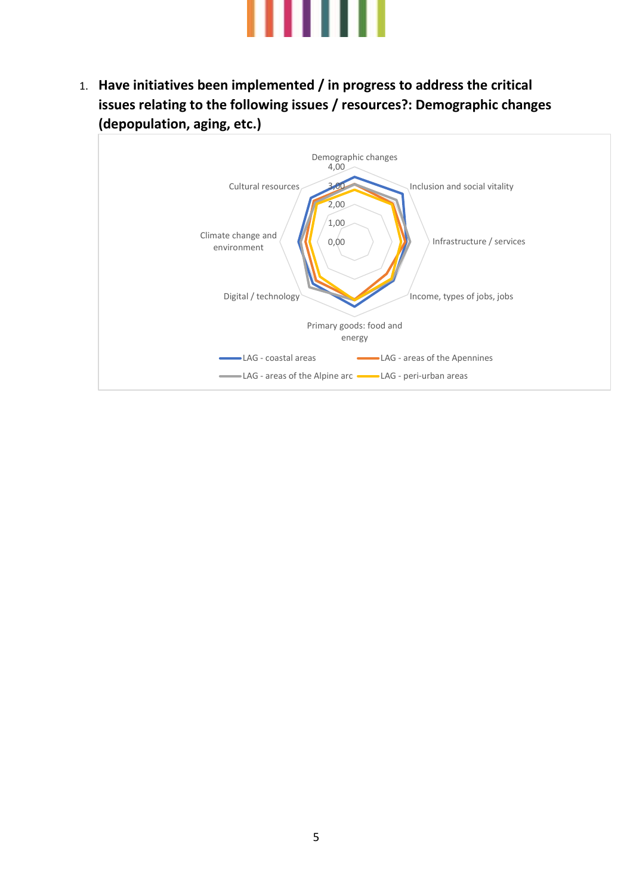1. **Have initiatives been implemented / in progress to address the critical issues relating to the following issues / resources?: Demographic changes (depopulation, aging, etc.)**

Demographic changes
4,00
3,00
2,00
1,00
0,00

Inclusion and social vitality

Infrastructure / services

Income, types of jobs, jobs

Primary goods: food and energy

Digital / technology

Climate change and environment

Cultural resources

LAG - coastal areas
LAG - areas of the Apennines
LAG - areas of the Alpine arc
LAG - peri-urban areas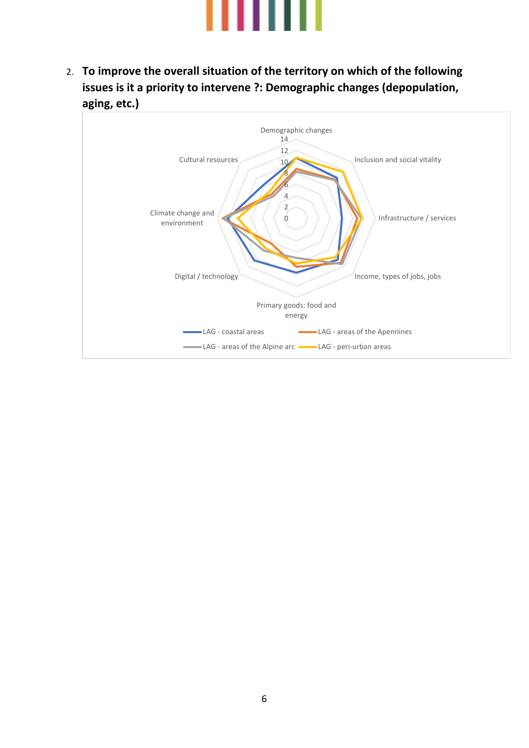2. **To improve the overall situation of the territory on which of the following issues is it a priority to intervene ?: Demographic changes (depopulation, aging, etc.)**

Demographic changes
14
12
10
8
6
4
2
0
Inclusion and social vitality
Infrastructure / services
Income, types of jobs, jobs
Primary goods: food and energy
Digital / technology
Climate change and environment
Cultural resources

LAG - coastal areas
LAG - areas of the Apennines
LAG - areas of the Alpine arc
LAG - peri-urban areas